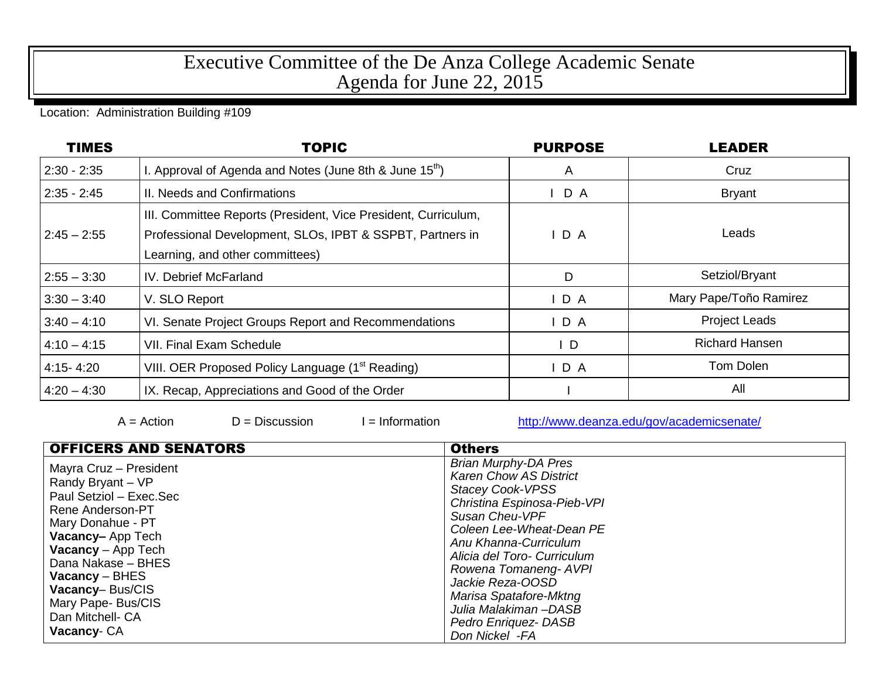# Executive Committee of the De Anza College Academic Senate
## Agenda for June 22, 2015

Location: Administration Building #109

| TIMES | TOPIC | PURPOSE | LEADER |
|---|---|---|---|
| 2:30 - 2:35 | I. Approval of Agenda and Notes (June 8th & June 15th) | A | Cruz |
| 2:35 - 2:45 | II. Needs and Confirmations | I D A | Bryant |
| 2:45 – 2:55 | III. Committee Reports (President, Vice President, Curriculum, Professional Development, SLOs, IPBT & SSPBT, Partners in Learning, and other committees) | I D A | Leads |
| 2:55 – 3:30 | IV. Debrief McFarland | D | Setziol/Bryant |
| 3:30 – 3:40 | V. SLO Report | I D A | Mary Pape/Toño Ramirez |
| 3:40 – 4:10 | VI. Senate Project Groups Report and Recommendations | I D A | Project Leads |
| 4:10 – 4:15 | VII. Final Exam Schedule | I D | Richard Hansen |
| 4:15- 4:20 | VIII. OER Proposed Policy Language (1st Reading) | I D A | Tom Dolen |
| 4:20 – 4:30 | IX. Recap, Appreciations and Good of the Order | I | All |

A = Action D = Discussion I = Information http://www.deanza.edu/gov/academicsenate/

| OFFICERS AND SENATORS | Others |
|---|---|
| Mayra Cruz – President<br>Randy Bryant – VP<br>Paul Setziol – Exec.Sec<br>Rene Anderson-PT<br>Mary Donahue - PT<br>**Vacancy–** App Tech<br>**Vacancy** – App Tech<br>Dana Nakase – BHES<br>**Vacancy** – BHES<br>**Vacancy**– Bus/CIS<br>Mary Pape- Bus/CIS<br>Dan Mitchell- CA<br>**Vacancy**- CA | *Brian Murphy-DA Pres*<br>*Karen Chow AS District*<br>*Stacey Cook-VPSS*<br>*Christina Espinosa-Pieb-VPI*<br>*Susan Cheu-VPF*<br>*Coleen Lee-Wheat-Dean PE*<br>*Anu Khanna-Curriculum*<br>*Alicia del Toro- Curriculum*<br>*Rowena Tomaneng- AVPI*<br>*Jackie Reza-OOSD*<br>*Marisa Spatafore-Mktng*<br>*Julia Malakiman –DASB*<br>*Pedro Enriquez- DASB*<br>*Don Nickel -FA* |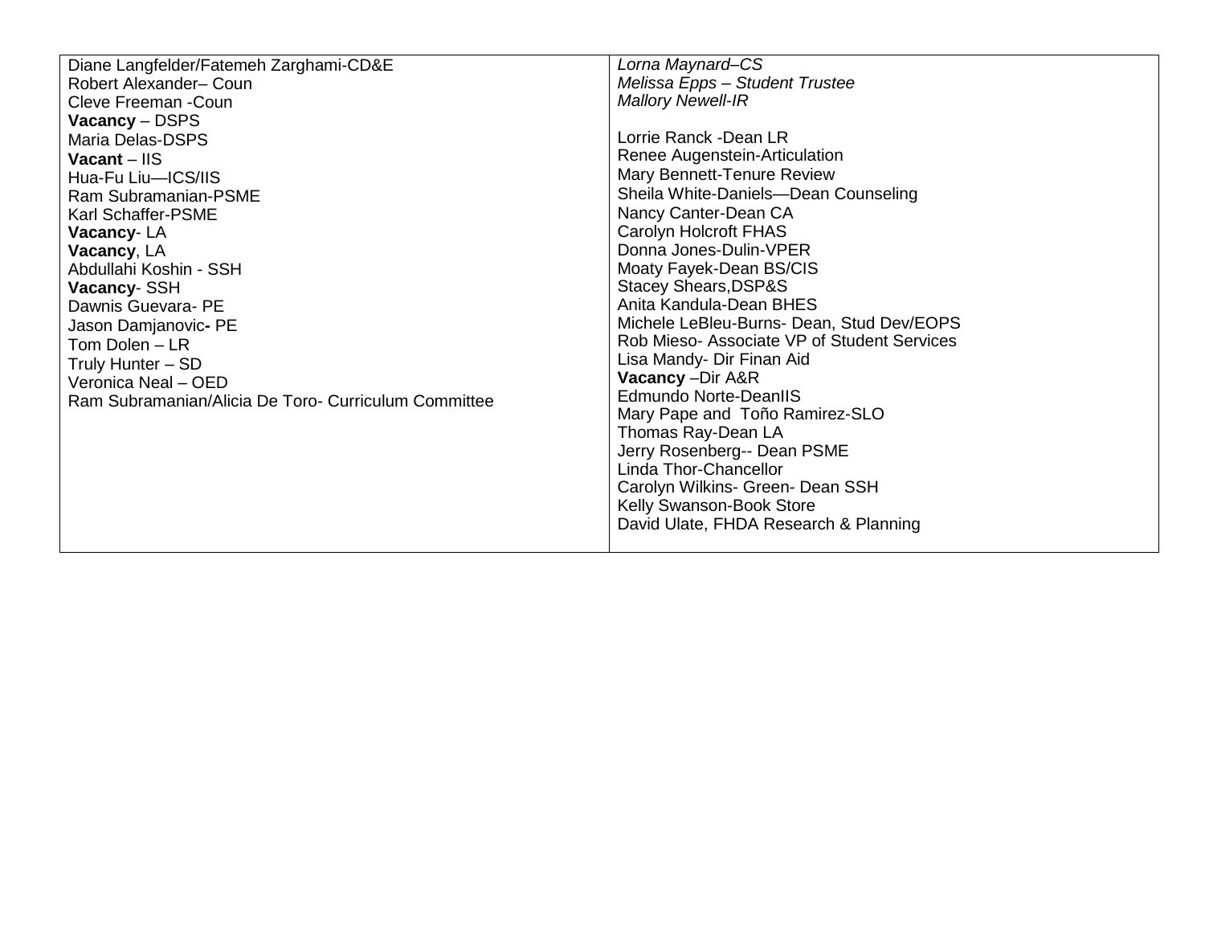| | |
|---|---|
| Diane Langfelder/Fatemeh Zarghami-CD&E<br>Robert Alexander– Coun<br>Cleve Freeman -Coun<br>**Vacancy** – DSPS<br>Maria Delas-DSPS<br>**Vacant** – IIS<br>Hua-Fu Liu—ICS/IIS<br>Ram Subramanian-PSME<br>Karl Schaffer-PSME<br>**Vacancy**- LA<br>**Vacancy**, LA<br>Abdullahi Koshin - SSH<br>**Vacancy**- SSH<br>Dawnis Guevara- PE<br>Jason Damjanovic**-** PE<br>Tom Dolen – LR<br>Truly Hunter – SD<br>Veronica Neal – OED<br>Ram Subramanian/Alicia De Toro- Curriculum Committee | *Lorna Maynard–CS*<br>*Melissa Epps – Student Trustee*<br>*Mallory Newell-IR*<br><br>Lorrie Ranck -Dean LR<br>Renee Augenstein-Articulation<br>Mary Bennett-Tenure Review<br>Sheila White-Daniels—Dean Counseling<br>Nancy Canter-Dean CA<br>Carolyn Holcroft FHAS<br>Donna Jones-Dulin-VPER<br>Moaty Fayek-Dean BS/CIS<br>Stacey Shears,DSP&S<br>Anita Kandula-Dean BHES<br>Michele LeBleu-Burns- Dean, Stud Dev/EOPS<br>Rob Mieso- Associate VP of Student Services<br>Lisa Mandy- Dir Finan Aid<br>**Vacancy** –Dir A&R<br>Edmundo Norte-DeanIIS<br>Mary Pape and Toño Ramirez-SLO<br>Thomas Ray-Dean LA<br>Jerry Rosenberg-- Dean PSME<br>Linda Thor-Chancellor<br>Carolyn Wilkins- Green- Dean SSH<br>Kelly Swanson-Book Store<br>David Ulate, FHDA Research & Planning |